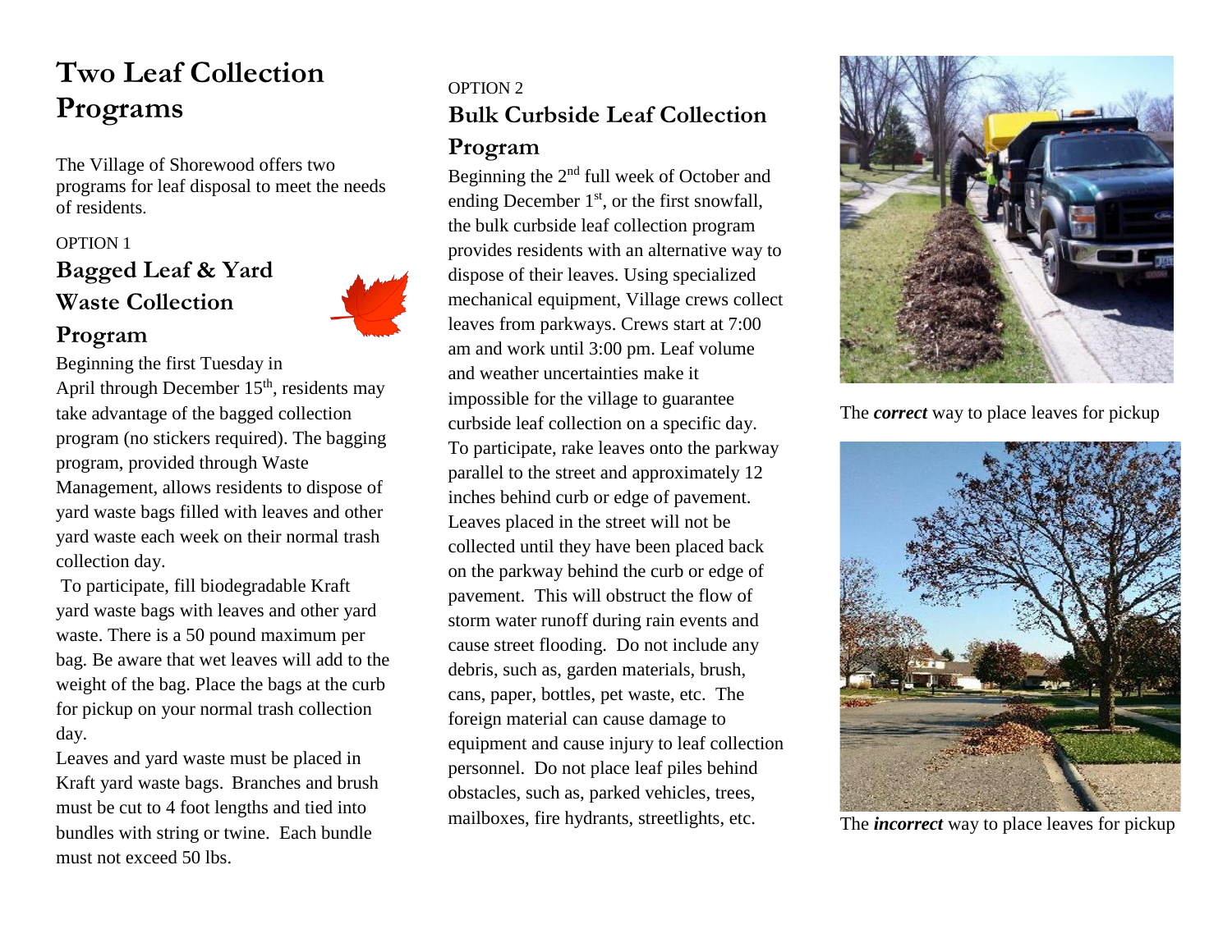# Two Leaf Collection Programs

The Village of Shorewood offers two programs for leaf disposal to meet the needs of residents.

OPTION 1

## Bagged Leaf & Yard Waste Collection Program

Beginning the first Tuesday in April through December 15th, residents may take advantage of the bagged collection program (no stickers required). The bagging program, provided through Waste Management, allows residents to dispose of yard waste bags filled with leaves and other yard waste each week on their normal trash collection day.

To participate, fill biodegradable Kraft yard waste bags with leaves and other yard waste. There is a 50 pound maximum per bag. Be aware that wet leaves will add to the weight of the bag. Place the bags at the curb for pickup on your normal trash collection day.

Leaves and yard waste must be placed in Kraft yard waste bags. Branches and brush must be cut to 4 foot lengths and tied into bundles with string or twine. Each bundle must not exceed 50 lbs.

OPTION 2

## Bulk Curbside Leaf Collection Program

Beginning the 2nd full week of October and ending December 1st, or the first snowfall, the bulk curbside leaf collection program provides residents with an alternative way to dispose of their leaves. Using specialized mechanical equipment, Village crews collect leaves from parkways. Crews start at 7:00 am and work until 3:00 pm. Leaf volume and weather uncertainties make it impossible for the village to guarantee curbside leaf collection on a specific day. To participate, rake leaves onto the parkway parallel to the street and approximately 12 inches behind curb or edge of pavement. Leaves placed in the street will not be collected until they have been placed back on the parkway behind the curb or edge of pavement. This will obstruct the flow of storm water runoff during rain events and cause street flooding. Do not include any debris, such as, garden materials, brush, cans, paper, bottles, pet waste, etc. The foreign material can cause damage to equipment and cause injury to leaf collection personnel. Do not place leaf piles behind obstacles, such as, parked vehicles, trees, mailboxes, fire hydrants, streetlights, etc.

The ***correct*** way to place leaves for pickup

The ***incorrect*** way to place leaves for pickup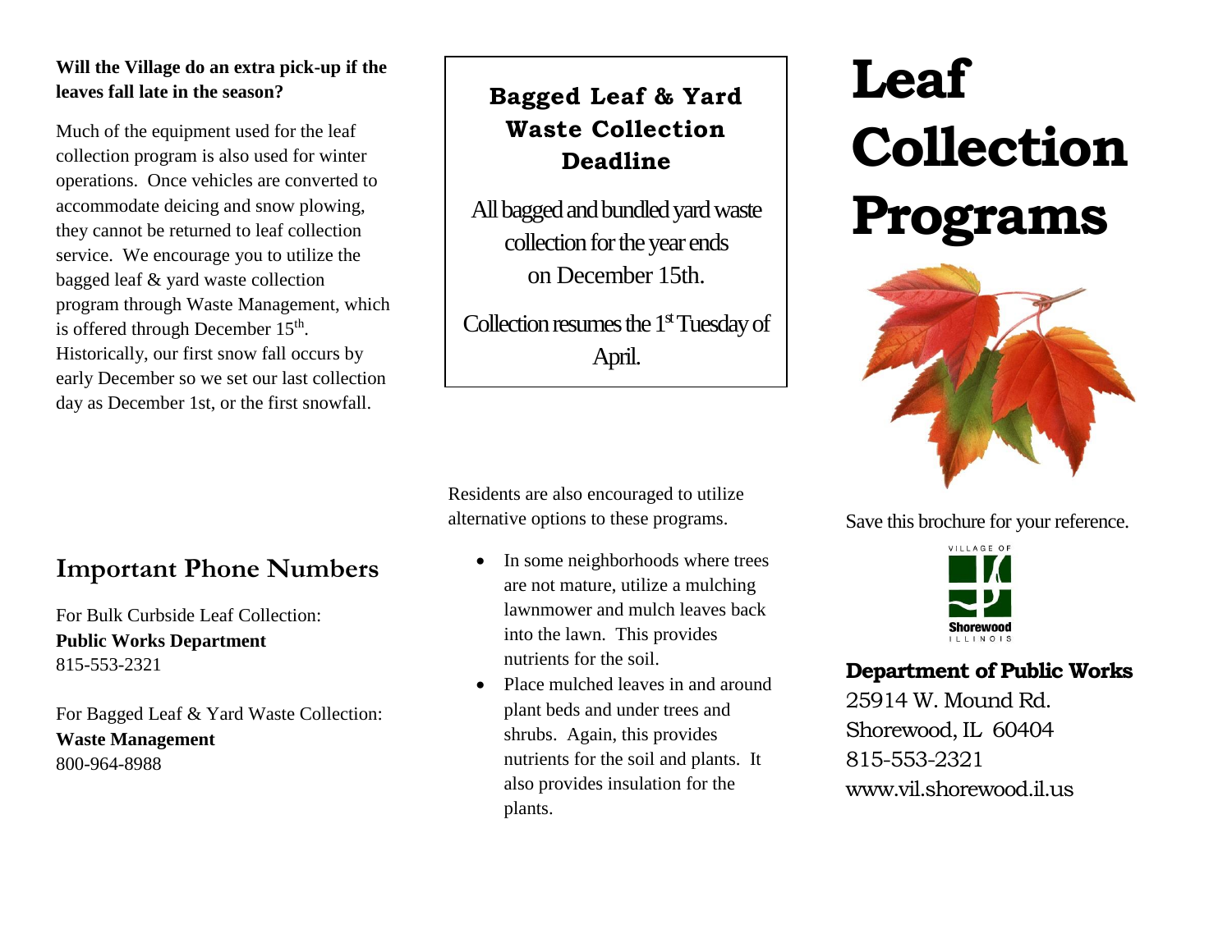**Will the Village do an extra pick-up if the leaves fall late in the season?**

Much of the equipment used for the leaf collection program is also used for winter operations. Once vehicles are converted to accommodate deicing and snow plowing, they cannot be returned to leaf collection service. We encourage you to utilize the bagged leaf & yard waste collection program through Waste Management, which is offered through December 15th. Historically, our first snow fall occurs by early December so we set our last collection day as December 1st, or the first snowfall.

## Important Phone Numbers

For Bulk Curbside Leaf Collection:
**Public Works Department**
815-553-2321

For Bagged Leaf & Yard Waste Collection:
**Waste Management**
800-964-8988

### Bagged Leaf & Yard Waste Collection Deadline

All bagged and bundled yard waste collection for the year ends on December 15th.

Collection resumes the 1st Tuesday of April.

Residents are also encouraged to utilize alternative options to these programs.

- In some neighborhoods where trees are not mature, utilize a mulching lawnmower and mulch leaves back into the lawn. This provides nutrients for the soil.
- Place mulched leaves in and around plant beds and under trees and shrubs. Again, this provides nutrients for the soil and plants. It also provides insulation for the plants.

# Leaf Collection Programs

Save this brochure for your reference.

VILLAGE OF Shorewood ILLINOIS

**Department of Public Works**
25914 W. Mound Rd.
Shorewood, IL 60404
815-553-2321
www.vil.shorewood.il.us